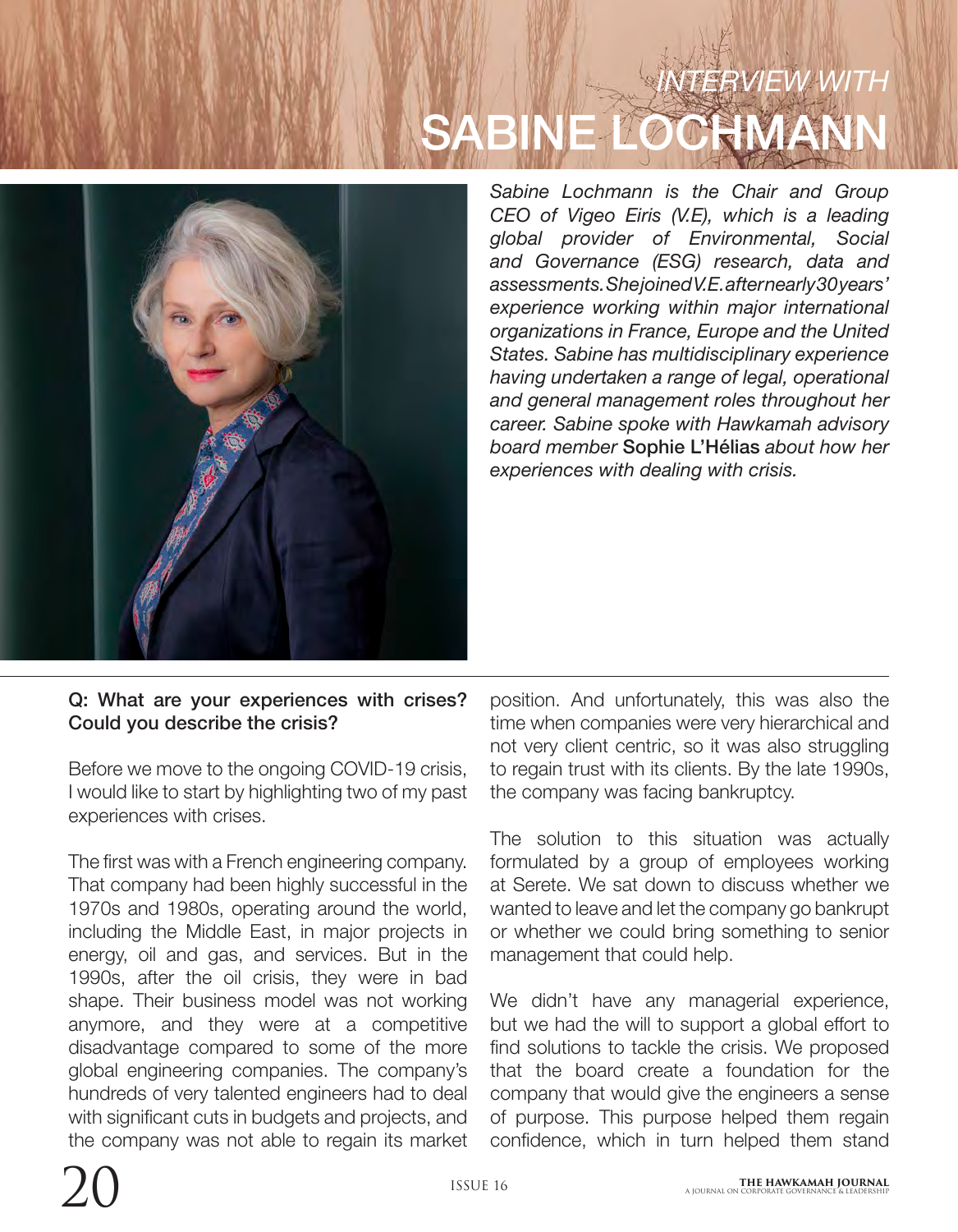# *INTERVIEW WITH* SABINE LOCHMANN

*Sabine Lochmann is the Chair and Group CEO of Vigeo Eiris (V.E), which is a leading global provider of Environmental, Social and Governance (ESG) research, data and assessments. She joined V.E. after nearly 30 years' experience working within major international organizations in France, Europe and the United States. Sabine has multidisciplinary experience having undertaken a range of legal, operational and general management roles throughout her career. Sabine spoke with Hawkamah advisory board member* **Sophie L'Hélias** *about how her experiences with dealing with crisis.*

**Q: What are your experiences with crises? Could you describe the crisis?**

Before we move to the ongoing COVID-19 crisis, I would like to start by highlighting two of my past experiences with crises.

The first was with a French engineering company. That company had been highly successful in the 1970s and 1980s, operating around the world, including the Middle East, in major projects in energy, oil and gas, and services. But in the 1990s, after the oil crisis, they were in bad shape. Their business model was not working anymore, and they were at a competitive disadvantage compared to some of the more global engineering companies. The company's hundreds of very talented engineers had to deal with significant cuts in budgets and projects, and the company was not able to regain its market position. And unfortunately, this was also the time when companies were very hierarchical and not very client centric, so it was also struggling to regain trust with its clients. By the late 1990s, the company was facing bankruptcy.

The solution to this situation was actually formulated by a group of employees working at Serete. We sat down to discuss whether we wanted to leave and let the company go bankrupt or whether we could bring something to senior management that could help.

We didn't have any managerial experience, but we had the will to support a global effort to find solutions to tackle the crisis. We proposed that the board create a foundation for the company that would give the engineers a sense of purpose. This purpose helped them regain confidence, which in turn helped them stand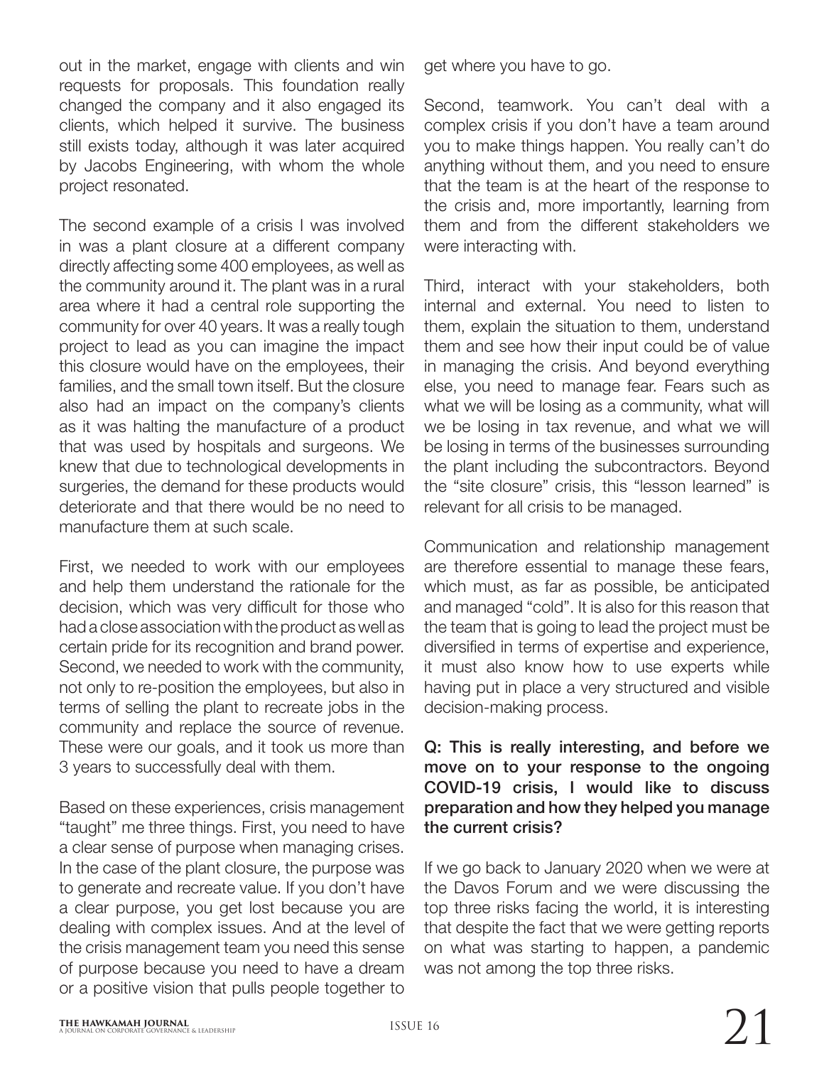out in the market, engage with clients and win requests for proposals. This foundation really changed the company and it also engaged its clients, which helped it survive. The business still exists today, although it was later acquired by Jacobs Engineering, with whom the whole project resonated.

The second example of a crisis I was involved in was a plant closure at a different company directly affecting some 400 employees, as well as the community around it. The plant was in a rural area where it had a central role supporting the community for over 40 years. It was a really tough project to lead as you can imagine the impact this closure would have on the employees, their families, and the small town itself. But the closure also had an impact on the company's clients as it was halting the manufacture of a product that was used by hospitals and surgeons. We knew that due to technological developments in surgeries, the demand for these products would deteriorate and that there would be no need to manufacture them at such scale.

First, we needed to work with our employees and help them understand the rationale for the decision, which was very difficult for those who had a close association with the product as well as certain pride for its recognition and brand power. Second, we needed to work with the community, not only to re-position the employees, but also in terms of selling the plant to recreate jobs in the community and replace the source of revenue. These were our goals, and it took us more than 3 years to successfully deal with them.

Based on these experiences, crisis management "taught" me three things. First, you need to have a clear sense of purpose when managing crises. In the case of the plant closure, the purpose was to generate and recreate value. If you don't have a clear purpose, you get lost because you are dealing with complex issues. And at the level of the crisis management team you need this sense of purpose because you need to have a dream or a positive vision that pulls people together to get where you have to go.

Second, teamwork. You can't deal with a complex crisis if you don't have a team around you to make things happen. You really can't do anything without them, and you need to ensure that the team is at the heart of the response to the crisis and, more importantly, learning from them and from the different stakeholders we were interacting with.

Third, interact with your stakeholders, both internal and external. You need to listen to them, explain the situation to them, understand them and see how their input could be of value in managing the crisis. And beyond everything else, you need to manage fear. Fears such as what we will be losing as a community, what will we be losing in tax revenue, and what we will be losing in terms of the businesses surrounding the plant including the subcontractors. Beyond the "site closure" crisis, this "lesson learned" is relevant for all crisis to be managed.

Communication and relationship management are therefore essential to manage these fears, which must, as far as possible, be anticipated and managed "cold". It is also for this reason that the team that is going to lead the project must be diversified in terms of expertise and experience, it must also know how to use experts while having put in place a very structured and visible decision-making process.

**Q: This is really interesting, and before we move on to your response to the ongoing COVID-19 crisis, I would like to discuss preparation and how they helped you manage the current crisis?**

If we go back to January 2020 when we were at the Davos Forum and we were discussing the top three risks facing the world, it is interesting that despite the fact that we were getting reports on what was starting to happen, a pandemic was not among the top three risks.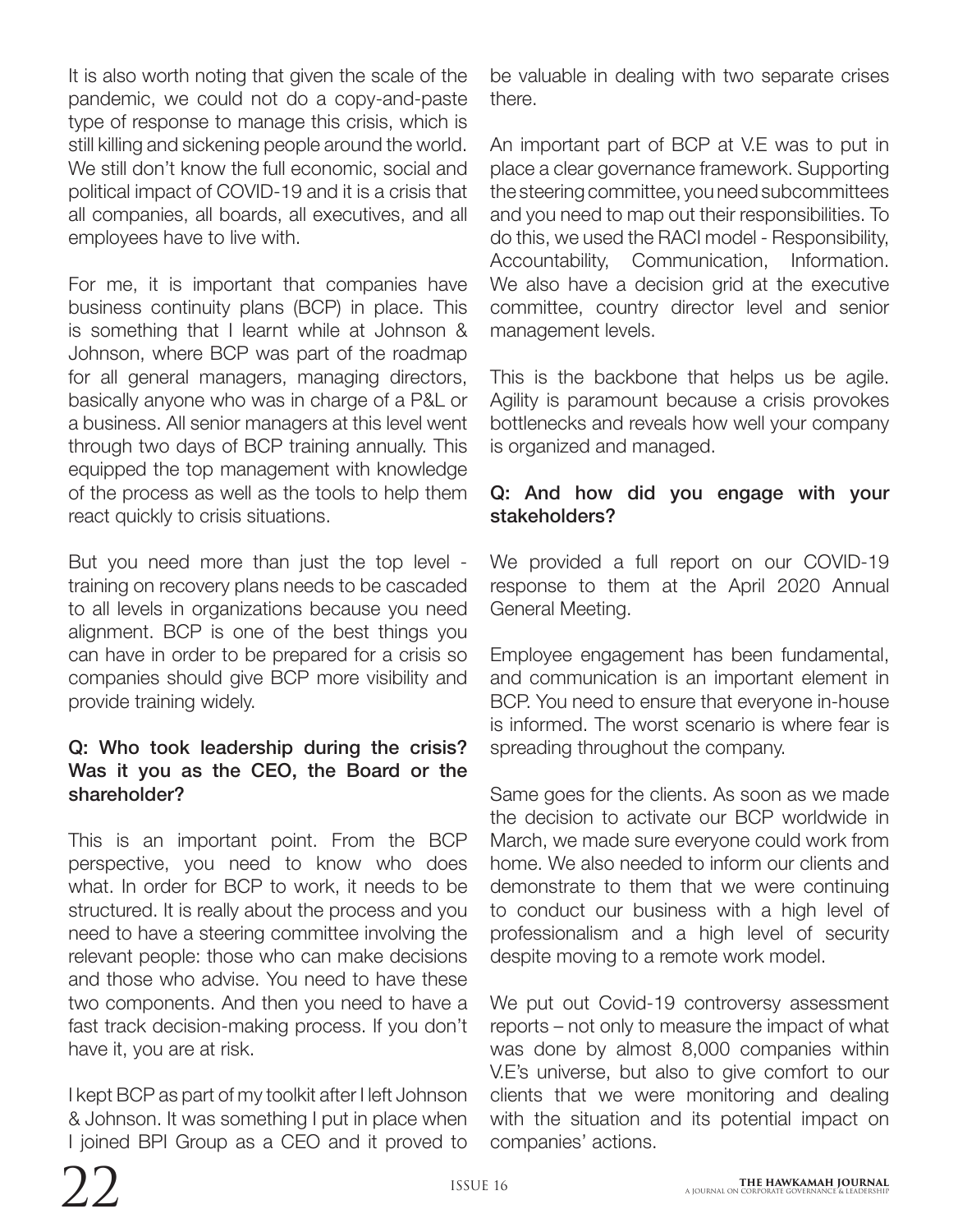It is also worth noting that given the scale of the pandemic, we could not do a copy-and-paste type of response to manage this crisis, which is still killing and sickening people around the world. We still don't know the full economic, social and political impact of COVID-19 and it is a crisis that all companies, all boards, all executives, and all employees have to live with.

For me, it is important that companies have business continuity plans (BCP) in place. This is something that I learnt while at Johnson & Johnson, where BCP was part of the roadmap for all general managers, managing directors, basically anyone who was in charge of a P&L or a business. All senior managers at this level went through two days of BCP training annually. This equipped the top management with knowledge of the process as well as the tools to help them react quickly to crisis situations.

But you need more than just the top level - training on recovery plans needs to be cascaded to all levels in organizations because you need alignment. BCP is one of the best things you can have in order to be prepared for a crisis so companies should give BCP more visibility and provide training widely.

**Q: Who took leadership during the crisis? Was it you as the CEO, the Board or the shareholder?**

This is an important point. From the BCP perspective, you need to know who does what. In order for BCP to work, it needs to be structured. It is really about the process and you need to have a steering committee involving the relevant people: those who can make decisions and those who advise. You need to have these two components. And then you need to have a fast track decision-making process. If you don't have it, you are at risk.

I kept BCP as part of my toolkit after I left Johnson & Johnson. It was something I put in place when I joined BPI Group as a CEO and it proved to be valuable in dealing with two separate crises there.

An important part of BCP at V.E was to put in place a clear governance framework. Supporting the steering committee, you need subcommittees and you need to map out their responsibilities. To do this, we used the RACI model - Responsibility, Accountability, Communication, Information. We also have a decision grid at the executive committee, country director level and senior management levels.

This is the backbone that helps us be agile. Agility is paramount because a crisis provokes bottlenecks and reveals how well your company is organized and managed.

**Q: And how did you engage with your stakeholders?**

We provided a full report on our COVID-19 response to them at the April 2020 Annual General Meeting.

Employee engagement has been fundamental, and communication is an important element in BCP. You need to ensure that everyone in-house is informed. The worst scenario is where fear is spreading throughout the company.

Same goes for the clients. As soon as we made the decision to activate our BCP worldwide in March, we made sure everyone could work from home. We also needed to inform our clients and demonstrate to them that we were continuing to conduct our business with a high level of professionalism and a high level of security despite moving to a remote work model.

We put out Covid-19 controversy assessment reports – not only to measure the impact of what was done by almost 8,000 companies within V.E's universe, but also to give comfort to our clients that we were monitoring and dealing with the situation and its potential impact on companies' actions.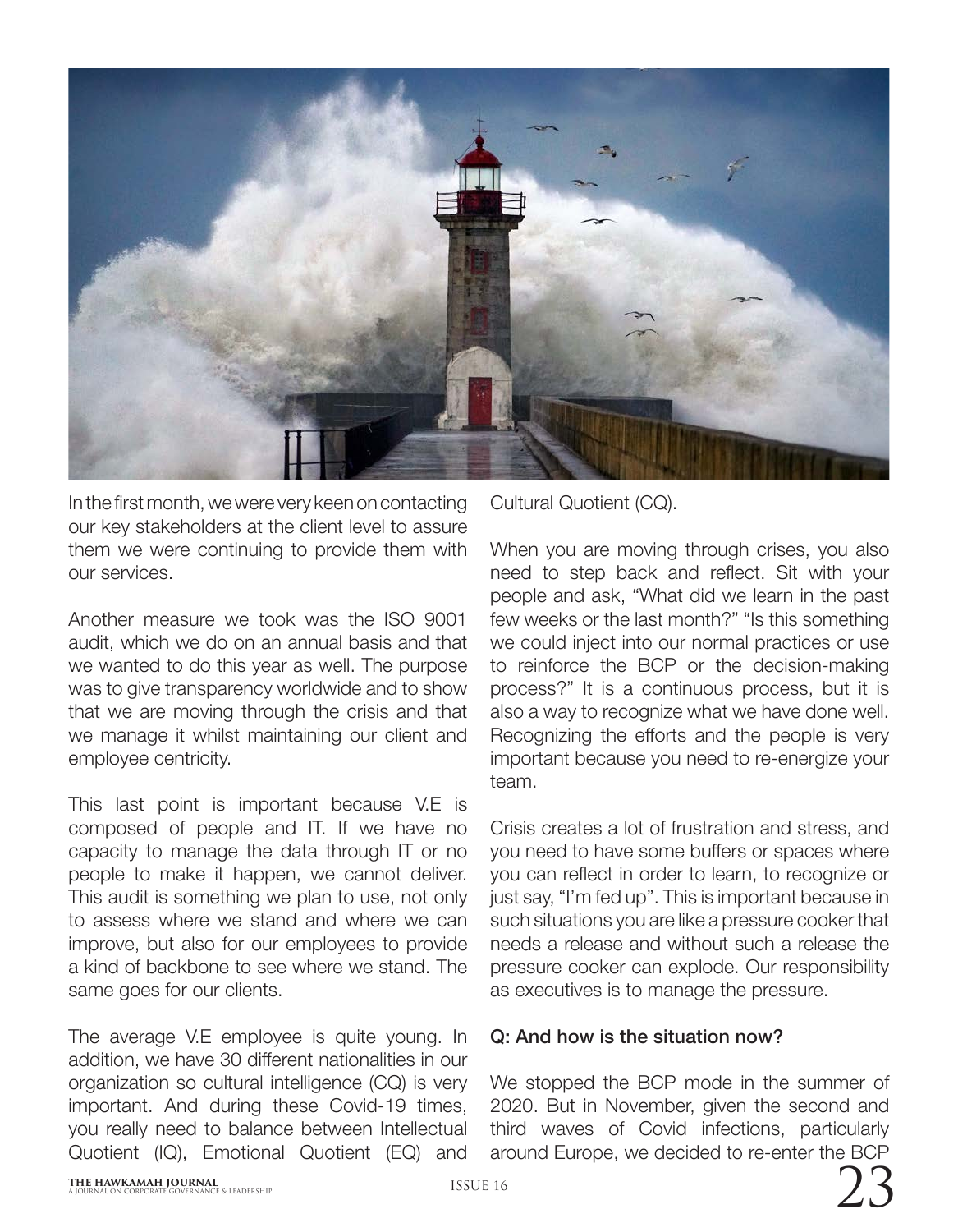In the first month, we were very keen on contacting our key stakeholders at the client level to assure them we were continuing to provide them with our services.

Another measure we took was the ISO 9001 audit, which we do on an annual basis and that we wanted to do this year as well. The purpose was to give transparency worldwide and to show that we are moving through the crisis and that we manage it whilst maintaining our client and employee centricity.

This last point is important because V.E is composed of people and IT. If we have no capacity to manage the data through IT or no people to make it happen, we cannot deliver. This audit is something we plan to use, not only to assess where we stand and where we can improve, but also for our employees to provide a kind of backbone to see where we stand. The same goes for our clients.

The average V.E employee is quite young. In addition, we have 30 different nationalities in our organization so cultural intelligence (CQ) is very important. And during these Covid-19 times, you really need to balance between Intellectual Quotient (IQ), Emotional Quotient (EQ) and Cultural Quotient (CQ).

When you are moving through crises, you also need to step back and reflect. Sit with your people and ask, "What did we learn in the past few weeks or the last month?" "Is this something we could inject into our normal practices or use to reinforce the BCP or the decision-making process?" It is a continuous process, but it is also a way to recognize what we have done well. Recognizing the efforts and the people is very important because you need to re-energize your team.

Crisis creates a lot of frustration and stress, and you need to have some buffers or spaces where you can reflect in order to learn, to recognize or just say, "I'm fed up". This is important because in such situations you are like a pressure cooker that needs a release and without such a release the pressure cooker can explode. Our responsibility as executives is to manage the pressure.

**Q: And how is the situation now?**

We stopped the BCP mode in the summer of 2020. But in November, given the second and third waves of Covid infections, particularly around Europe, we decided to re-enter the BCP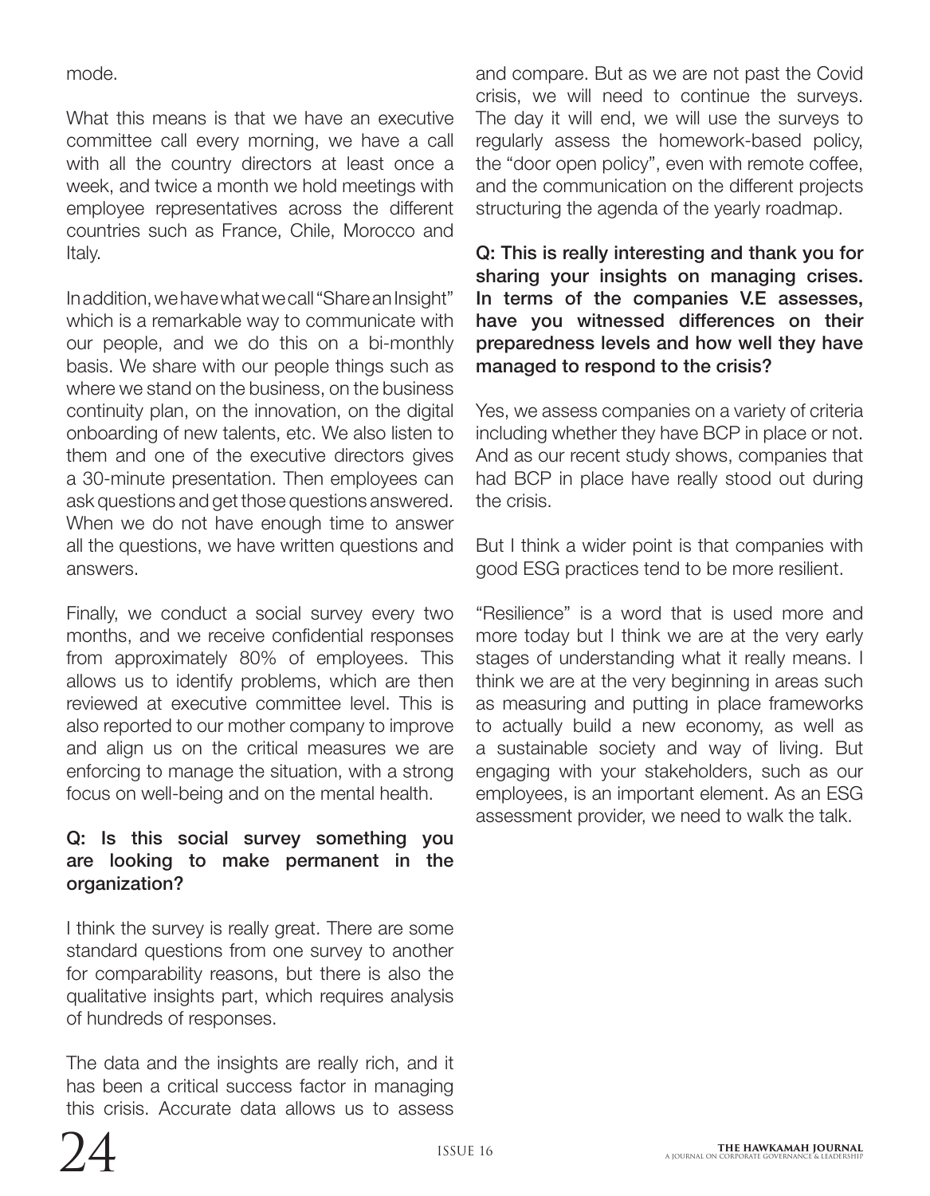mode.

What this means is that we have an executive committee call every morning, we have a call with all the country directors at least once a week, and twice a month we hold meetings with employee representatives across the different countries such as France, Chile, Morocco and Italy.

In addition, we have what we call "Share an Insight" which is a remarkable way to communicate with our people, and we do this on a bi-monthly basis. We share with our people things such as where we stand on the business, on the business continuity plan, on the innovation, on the digital onboarding of new talents, etc. We also listen to them and one of the executive directors gives a 30-minute presentation. Then employees can ask questions and get those questions answered. When we do not have enough time to answer all the questions, we have written questions and answers.

Finally, we conduct a social survey every two months, and we receive confidential responses from approximately 80% of employees. This allows us to identify problems, which are then reviewed at executive committee level. This is also reported to our mother company to improve and align us on the critical measures we are enforcing to manage the situation, with a strong focus on well-being and on the mental health.

**Q: Is this social survey something you are looking to make permanent in the organization?**

I think the survey is really great. There are some standard questions from one survey to another for comparability reasons, but there is also the qualitative insights part, which requires analysis of hundreds of responses.

The data and the insights are really rich, and it has been a critical success factor in managing this crisis. Accurate data allows us to assess and compare. But as we are not past the Covid crisis, we will need to continue the surveys. The day it will end, we will use the surveys to regularly assess the homework-based policy, the "door open policy", even with remote coffee, and the communication on the different projects structuring the agenda of the yearly roadmap.

**Q: This is really interesting and thank you for sharing your insights on managing crises. In terms of the companies V.E assesses, have you witnessed differences on their preparedness levels and how well they have managed to respond to the crisis?**

Yes, we assess companies on a variety of criteria including whether they have BCP in place or not. And as our recent study shows, companies that had BCP in place have really stood out during the crisis.

But I think a wider point is that companies with good ESG practices tend to be more resilient.

"Resilience" is a word that is used more and more today but I think we are at the very early stages of understanding what it really means. I think we are at the very beginning in areas such as measuring and putting in place frameworks to actually build a new economy, as well as a sustainable society and way of living. But engaging with your stakeholders, such as our employees, is an important element. As an ESG assessment provider, we need to walk the talk.